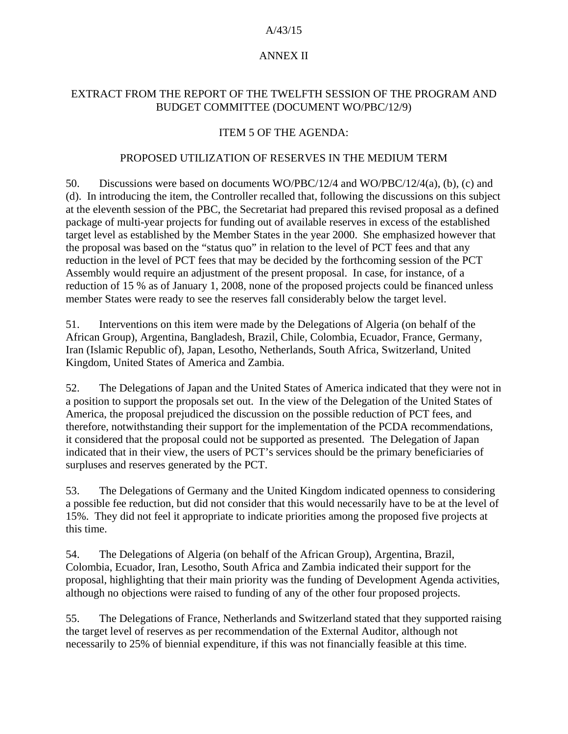A/43/15

ANNEX II

## EXTRACT FROM THE REPORT OF THE TWELFTH SESSION OF THE PROGRAM AND BUDGET COMMITTEE (DOCUMENT WO/PBC/12/9)

### ITEM 5 OF THE AGENDA:

### PROPOSED UTILIZATION OF RESERVES IN THE MEDIUM TERM

50. Discussions were based on documents WO/PBC/12/4 and WO/PBC/12/4(a), (b), (c) and (d). In introducing the item, the Controller recalled that, following the discussions on this subject at the eleventh session of the PBC, the Secretariat had prepared this revised proposal as a defined package of multi-year projects for funding out of available reserves in excess of the established target level as established by the Member States in the year 2000. She emphasized however that the proposal was based on the "status quo" in relation to the level of PCT fees and that any reduction in the level of PCT fees that may be decided by the forthcoming session of the PCT Assembly would require an adjustment of the present proposal. In case, for instance, of a reduction of 15 % as of January 1, 2008, none of the proposed projects could be financed unless member States were ready to see the reserves fall considerably below the target level.

51. Interventions on this item were made by the Delegations of Algeria (on behalf of the African Group), Argentina, Bangladesh, Brazil, Chile, Colombia, Ecuador, France, Germany, Iran (Islamic Republic of), Japan, Lesotho, Netherlands, South Africa, Switzerland, United Kingdom, United States of America and Zambia.

52. The Delegations of Japan and the United States of America indicated that they were not in a position to support the proposals set out. In the view of the Delegation of the United States of America, the proposal prejudiced the discussion on the possible reduction of PCT fees, and therefore, notwithstanding their support for the implementation of the PCDA recommendations, it considered that the proposal could not be supported as presented. The Delegation of Japan indicated that in their view, the users of PCT's services should be the primary beneficiaries of surpluses and reserves generated by the PCT.

53. The Delegations of Germany and the United Kingdom indicated openness to considering a possible fee reduction, but did not consider that this would necessarily have to be at the level of 15%. They did not feel it appropriate to indicate priorities among the proposed five projects at this time.

54. The Delegations of Algeria (on behalf of the African Group), Argentina, Brazil, Colombia, Ecuador, Iran, Lesotho, South Africa and Zambia indicated their support for the proposal, highlighting that their main priority was the funding of Development Agenda activities, although no objections were raised to funding of any of the other four proposed projects.

55. The Delegations of France, Netherlands and Switzerland stated that they supported raising the target level of reserves as per recommendation of the External Auditor, although not necessarily to 25% of biennial expenditure, if this was not financially feasible at this time.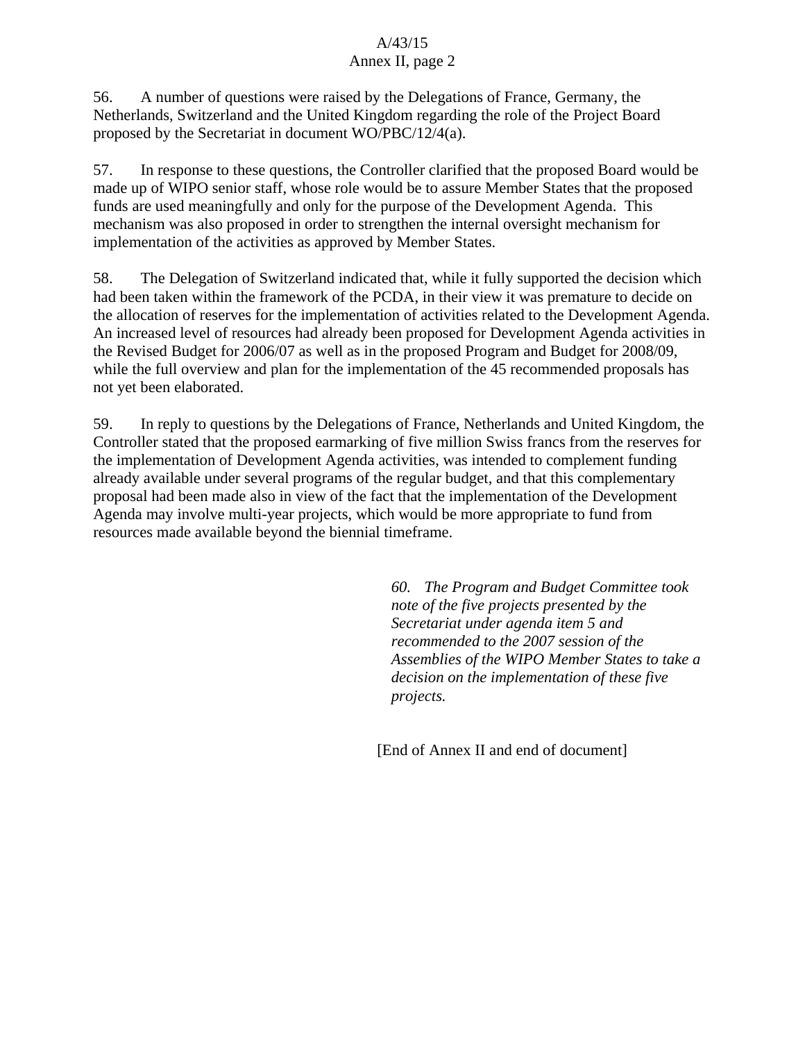56. A number of questions were raised by the Delegations of France, Germany, the Netherlands, Switzerland and the United Kingdom regarding the role of the Project Board proposed by the Secretariat in document WO/PBC/12/4(a).

57. In response to these questions, the Controller clarified that the proposed Board would be made up of WIPO senior staff, whose role would be to assure Member States that the proposed funds are used meaningfully and only for the purpose of the Development Agenda. This mechanism was also proposed in order to strengthen the internal oversight mechanism for implementation of the activities as approved by Member States.

58. The Delegation of Switzerland indicated that, while it fully supported the decision which had been taken within the framework of the PCDA, in their view it was premature to decide on the allocation of reserves for the implementation of activities related to the Development Agenda. An increased level of resources had already been proposed for Development Agenda activities in the Revised Budget for 2006/07 as well as in the proposed Program and Budget for 2008/09, while the full overview and plan for the implementation of the 45 recommended proposals has not yet been elaborated.

59. In reply to questions by the Delegations of France, Netherlands and United Kingdom, the Controller stated that the proposed earmarking of five million Swiss francs from the reserves for the implementation of Development Agenda activities, was intended to complement funding already available under several programs of the regular budget, and that this complementary proposal had been made also in view of the fact that the implementation of the Development Agenda may involve multi-year projects, which would be more appropriate to fund from resources made available beyond the biennial timeframe.

*60. The Program and Budget Committee took note of the five projects presented by the Secretariat under agenda item 5 and recommended to the 2007 session of the Assemblies of the WIPO Member States to take a decision on the implementation of these five projects.*

[End of Annex II and end of document]